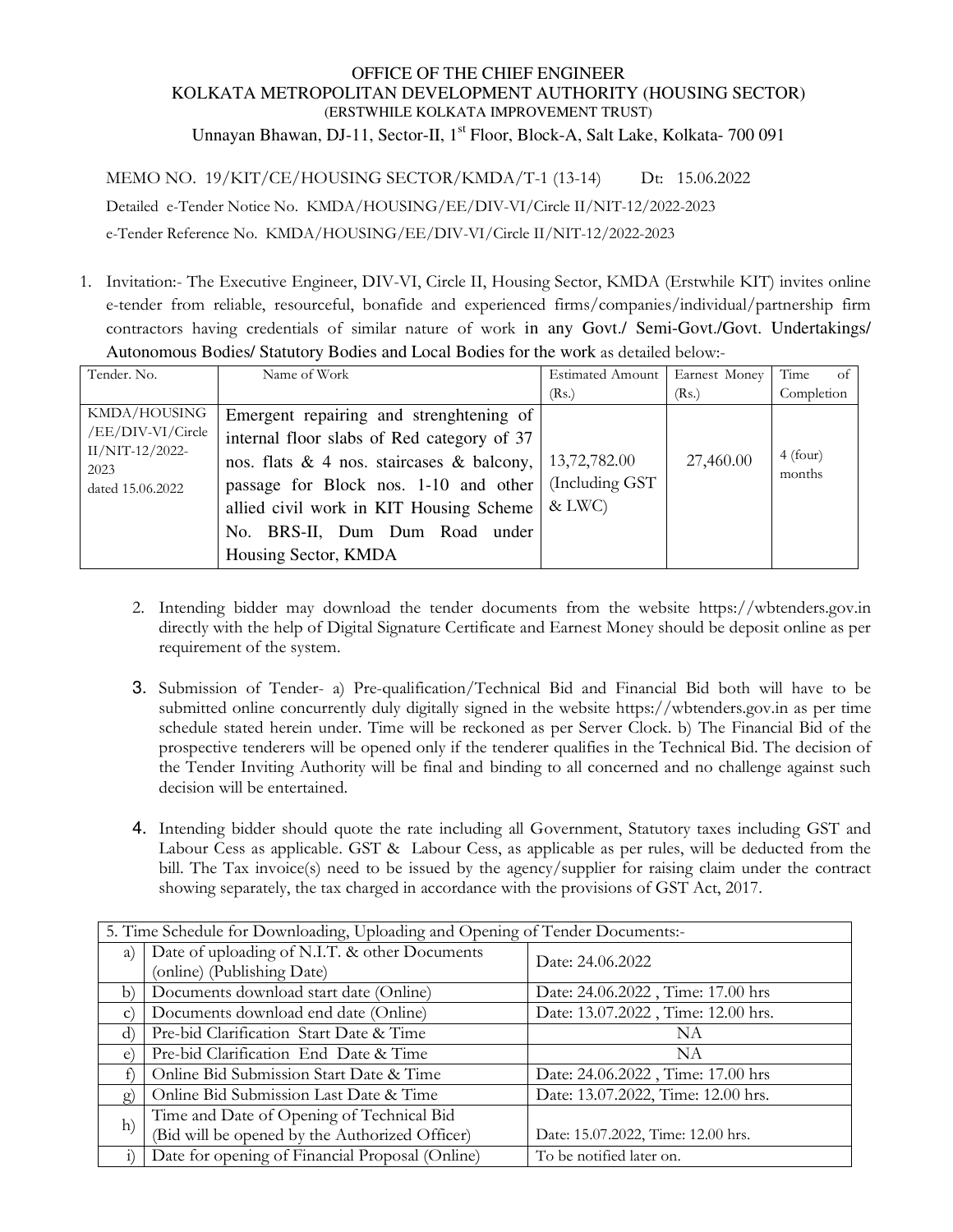OFFICE OF THE CHIEF ENGINEER

KOLKATA METROPOLITAN DEVELOPMENT AUTHORITY (HOUSING SECTOR)

(ERSTWHILE KOLKATA IMPROVEMENT TRUST)

Unnayan Bhawan, DJ-11, Sector-II, 1st Floor, Block-A, Salt Lake, Kolkata- 700 091

MEMO NO. 19/KIT/CE/HOUSING SECTOR/KMDA/T-1 (13-14) Dt: 15.06.2022

Detailed e-Tender Notice No. KMDA/HOUSING/EE/DIV-VI/Circle II/NIT-12/2022-2023

e-Tender Reference No. KMDA/HOUSING/EE/DIV-VI/Circle II/NIT-12/2022-2023

1. Invitation:- The Executive Engineer, DIV-VI, Circle II, Housing Sector, KMDA (Erstwhile KIT) invites online e-tender from reliable, resourceful, bonafide and experienced firms/companies/individual/partnership firm contractors having credentials of similar nature of work in any Govt./ Semi-Govt./Govt. Undertakings/ Autonomous Bodies/ Statutory Bodies and Local Bodies for the work as detailed below:-

| Tender. No. | Name of Work | Estimated Amount (Rs.) | Earnest Money (Rs.) | Time of Completion |
|---|---|---|---|---|
| KMDA/HOUSING /EE/DIV-VI/Circle II/NIT-12/2022-2023 dated 15.06.2022 | Emergent repairing and strenghtening of internal floor slabs of Red category of 37 nos. flats & 4 nos. staircases & balcony, passage for Block nos. 1-10 and other allied civil work in KIT Housing Scheme No. BRS-II, Dum Dum Road under Housing Sector, KMDA | 13,72,782.00 (Including GST & LWC) | 27,460.00 | 4 (four) months |

2. Intending bidder may download the tender documents from the website https://wbtenders.gov.in directly with the help of Digital Signature Certificate and Earnest Money should be deposit online as per requirement of the system.

3. Submission of Tender- a) Pre-qualification/Technical Bid and Financial Bid both will have to be submitted online concurrently duly digitally signed in the website https://wbtenders.gov.in as per time schedule stated herein under. Time will be reckoned as per Server Clock. b) The Financial Bid of the prospective tenderers will be opened only if the tenderer qualifies in the Technical Bid. The decision of the Tender Inviting Authority will be final and binding to all concerned and no challenge against such decision will be entertained.

4. Intending bidder should quote the rate including all Government, Statutory taxes including GST and Labour Cess as applicable. GST & Labour Cess, as applicable as per rules, will be deducted from the bill. The Tax invoice(s) need to be issued by the agency/supplier for raising claim under the contract showing separately, the tax charged in accordance with the provisions of GST Act, 2017.

| 5. Time Schedule for Downloading, Uploading and Opening of Tender Documents:- | | |
|---|---|---|
| a) | Date of uploading of N.I.T. & other Documents (online) (Publishing Date) | Date: 24.06.2022 |
| b) | Documents download start date (Online) | Date: 24.06.2022 , Time: 17.00 hrs |
| c) | Documents download end date (Online) | Date: 13.07.2022 , Time: 12.00 hrs. |
| d) | Pre-bid Clarification Start Date & Time | NA |
| e) | Pre-bid Clarification End Date & Time | NA |
| f) | Online Bid Submission Start Date & Time | Date: 24.06.2022 , Time: 17.00 hrs |
| g) | Online Bid Submission Last Date & Time | Date: 13.07.2022, Time: 12.00 hrs. |
| h) | Time and Date of Opening of Technical Bid (Bid will be opened by the Authorized Officer) | Date: 15.07.2022, Time: 12.00 hrs. |
| i) | Date for opening of Financial Proposal (Online) | To be notified later on. |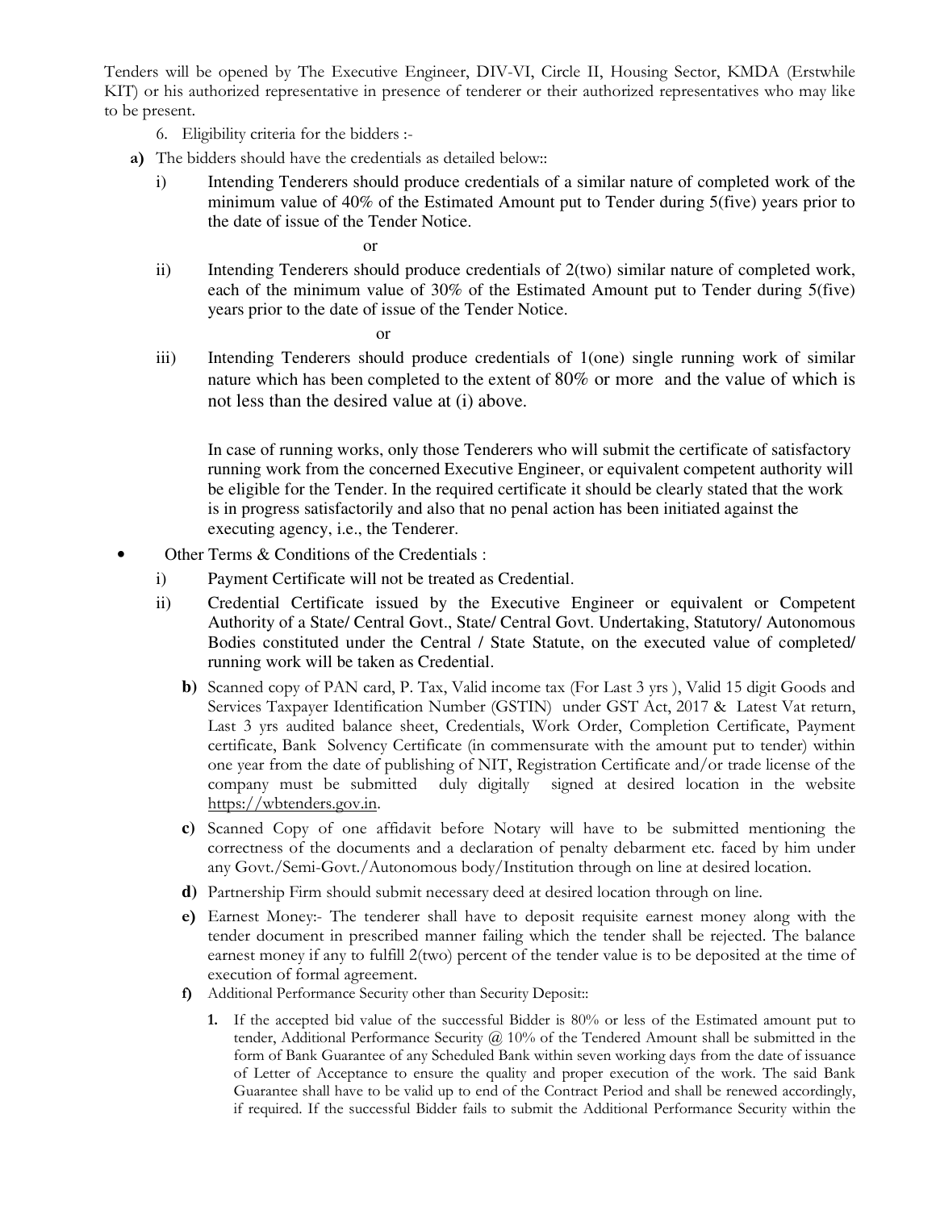Tenders will be opened by The Executive Engineer, DIV-VI, Circle II, Housing Sector, KMDA (Erstwhile KIT) or his authorized representative in presence of tenderer or their authorized representatives who may like to be present.

6. Eligibility criteria for the bidders :-

**a)** The bidders should have the credentials as detailed below::

i) Intending Tenderers should produce credentials of a similar nature of completed work of the minimum value of 40% of the Estimated Amount put to Tender during 5(five) years prior to the date of issue of the Tender Notice.

or

ii) Intending Tenderers should produce credentials of 2(two) similar nature of completed work, each of the minimum value of 30% of the Estimated Amount put to Tender during 5(five) years prior to the date of issue of the Tender Notice.

or

iii) Intending Tenderers should produce credentials of 1(one) single running work of similar nature which has been completed to the extent of 80% or more and the value of which is not less than the desired value at (i) above.

In case of running works, only those Tenderers who will submit the certificate of satisfactory running work from the concerned Executive Engineer, or equivalent competent authority will be eligible for the Tender. In the required certificate it should be clearly stated that the work is in progress satisfactorily and also that no penal action has been initiated against the executing agency, i.e., the Tenderer.

- Other Terms & Conditions of the Credentials :

i) Payment Certificate will not be treated as Credential.

ii) Credential Certificate issued by the Executive Engineer or equivalent or Competent Authority of a State/ Central Govt., State/ Central Govt. Undertaking, Statutory/ Autonomous Bodies constituted under the Central / State Statute, on the executed value of completed/ running work will be taken as Credential.

**b)** Scanned copy of PAN card, P. Tax, Valid income tax (For Last 3 yrs ), Valid 15 digit Goods and Services Taxpayer Identification Number (GSTIN) under GST Act, 2017 & Latest Vat return, Last 3 yrs audited balance sheet, Credentials, Work Order, Completion Certificate, Payment certificate, Bank Solvency Certificate (in commensurate with the amount put to tender) within one year from the date of publishing of NIT, Registration Certificate and/or trade license of the company must be submitted duly digitally signed at desired location in the website https://wbtenders.gov.in.

**c)** Scanned Copy of one affidavit before Notary will have to be submitted mentioning the correctness of the documents and a declaration of penalty debarment etc. faced by him under any Govt./Semi-Govt./Autonomous body/Institution through on line at desired location.

**d)** Partnership Firm should submit necessary deed at desired location through on line.

**e)** Earnest Money:- The tenderer shall have to deposit requisite earnest money along with the tender document in prescribed manner failing which the tender shall be rejected. The balance earnest money if any to fulfill 2(two) percent of the tender value is to be deposited at the time of execution of formal agreement.

**f)** Additional Performance Security other than Security Deposit::

1. If the accepted bid value of the successful Bidder is 80% or less of the Estimated amount put to tender, Additional Performance Security @ 10% of the Tendered Amount shall be submitted in the form of Bank Guarantee of any Scheduled Bank within seven working days from the date of issuance of Letter of Acceptance to ensure the quality and proper execution of the work. The said Bank Guarantee shall have to be valid up to end of the Contract Period and shall be renewed accordingly, if required. If the successful Bidder fails to submit the Additional Performance Security within the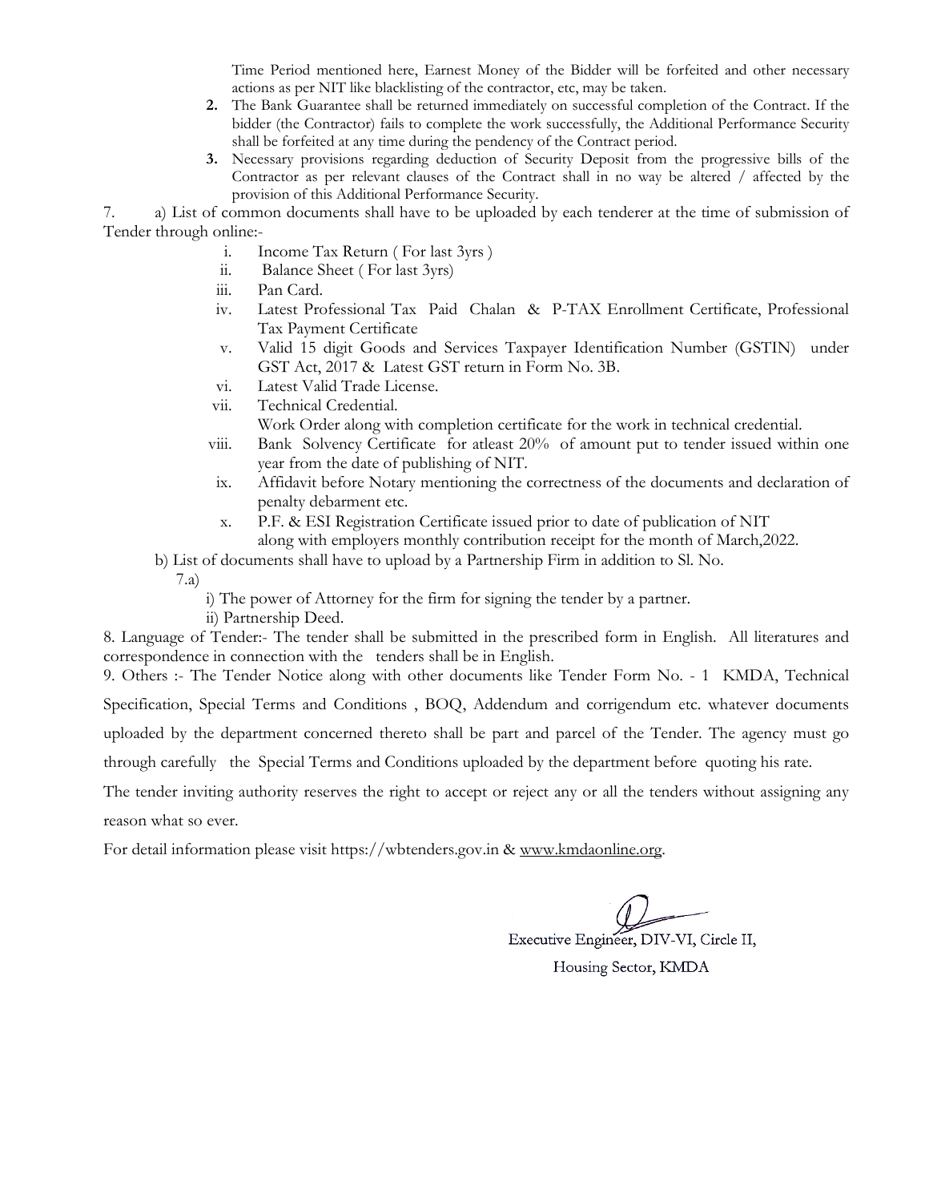Time Period mentioned here, Earnest Money of the Bidder will be forfeited and other necessary actions as per NIT like blacklisting of the contractor, etc, may be taken.

2. The Bank Guarantee shall be returned immediately on successful completion of the Contract. If the bidder (the Contractor) fails to complete the work successfully, the Additional Performance Security shall be forfeited at any time during the pendency of the Contract period.
3. Necessary provisions regarding deduction of Security Deposit from the progressive bills of the Contractor as per relevant clauses of the Contract shall in no way be altered / affected by the provision of this Additional Performance Security.

7. a) List of common documents shall have to be uploaded by each tenderer at the time of submission of Tender through online:-

   i. Income Tax Return ( For last 3yrs )
   ii. Balance Sheet ( For last 3yrs)
   iii. Pan Card.
   iv. Latest Professional Tax Paid Chalan & P-TAX Enrollment Certificate, Professional Tax Payment Certificate
   v. Valid 15 digit Goods and Services Taxpayer Identification Number (GSTIN) under GST Act, 2017 & Latest GST return in Form No. 3B.
   vi. Latest Valid Trade License.
   vii. Technical Credential.
   Work Order along with completion certificate for the work in technical credential.
   viii. Bank Solvency Certificate for atleast 20% of amount put to tender issued within one year from the date of publishing of NIT.
   ix. Affidavit before Notary mentioning the correctness of the documents and declaration of penalty debarment etc.
   x. P.F. & ESI Registration Certificate issued prior to date of publication of NIT along with employers monthly contribution receipt for the month of March,2022.

b) List of documents shall have to upload by a Partnership Firm in addition to Sl. No. 7.a)

   i) The power of Attorney for the firm for signing the tender by a partner.
   ii) Partnership Deed.

8. Language of Tender:- The tender shall be submitted in the prescribed form in English. All literatures and correspondence in connection with the tenders shall be in English.

9. Others :- The Tender Notice along with other documents like Tender Form No. - 1 KMDA, Technical Specification, Special Terms and Conditions , BOQ, Addendum and corrigendum etc. whatever documents uploaded by the department concerned thereto shall be part and parcel of the Tender. The agency must go through carefully the Special Terms and Conditions uploaded by the department before quoting his rate.

The tender inviting authority reserves the right to accept or reject any or all the tenders without assigning any reason what so ever.

For detail information please visit https://wbtenders.gov.in & www.kmdaonline.org.

Executive Engineer, DIV-VI, Circle II,
Housing Sector, KMDA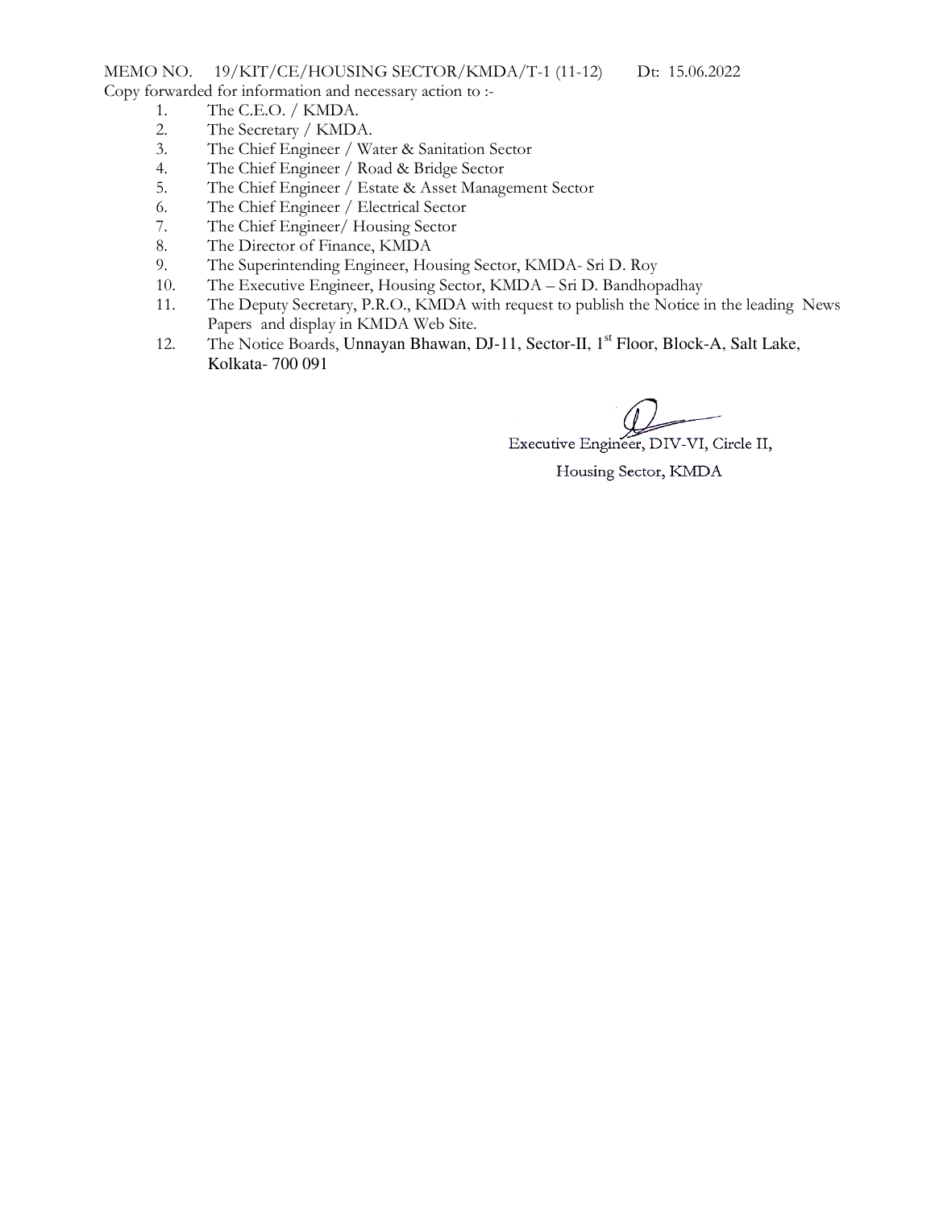MEMO NO. 19/KIT/CE/HOUSING SECTOR/KMDA/T-1 (11-12) Dt: 15.06.2022

Copy forwarded for information and necessary action to :-

1. The C.E.O. / KMDA.
2. The Secretary / KMDA.
3. The Chief Engineer / Water & Sanitation Sector
4. The Chief Engineer / Road & Bridge Sector
5. The Chief Engineer / Estate & Asset Management Sector
6. The Chief Engineer / Electrical Sector
7. The Chief Engineer/ Housing Sector
8. The Director of Finance, KMDA
9. The Superintending Engineer, Housing Sector, KMDA- Sri D. Roy
10. The Executive Engineer, Housing Sector, KMDA – Sri D. Bandhopadhay
11. The Deputy Secretary, P.R.O., KMDA with request to publish the Notice in the leading News Papers and display in KMDA Web Site.
12. The Notice Boards, Unnayan Bhawan, DJ-11, Sector-II, 1st Floor, Block-A, Salt Lake, Kolkata- 700 091

Executive Engineer, DIV-VI, Circle II,
Housing Sector, KMDA